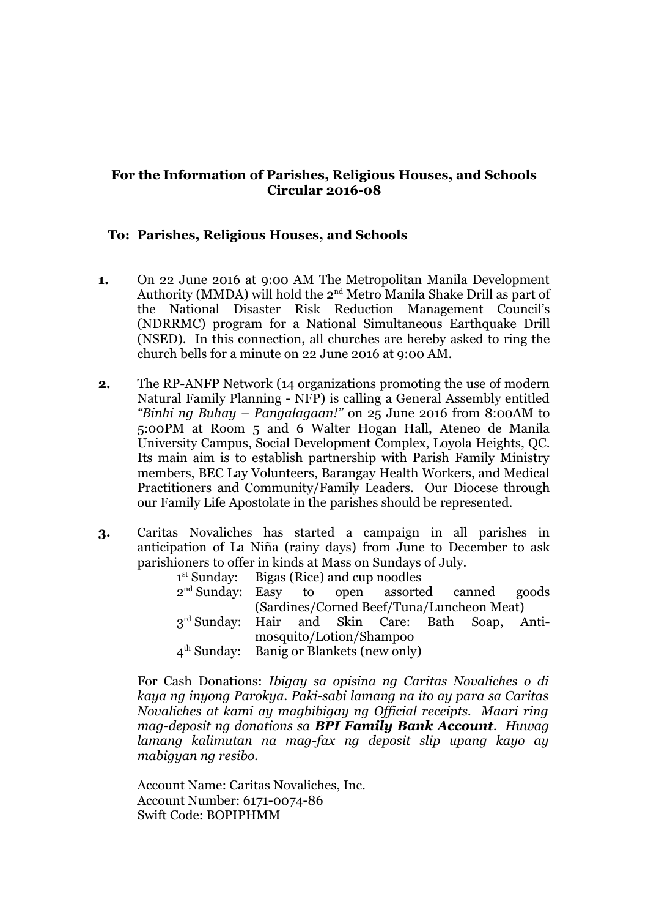**For the Information of Parishes, Religious Houses, and Schools**
**Circular 2016-08**

**To: Parishes, Religious Houses, and Schools**

**1.** On 22 June 2016 at 9:00 AM The Metropolitan Manila Development Authority (MMDA) will hold the 2nd Metro Manila Shake Drill as part of the National Disaster Risk Reduction Management Council's (NDRRMC) program for a National Simultaneous Earthquake Drill (NSED). In this connection, all churches are hereby asked to ring the church bells for a minute on 22 June 2016 at 9:00 AM.

**2.** The RP-ANFP Network (14 organizations promoting the use of modern Natural Family Planning - NFP) is calling a General Assembly entitled *"Binhi ng Buhay – Pangalagaan!"* on 25 June 2016 from 8:00AM to 5:00PM at Room 5 and 6 Walter Hogan Hall, Ateneo de Manila University Campus, Social Development Complex, Loyola Heights, QC. Its main aim is to establish partnership with Parish Family Ministry members, BEC Lay Volunteers, Barangay Health Workers, and Medical Practitioners and Community/Family Leaders. Our Diocese through our Family Life Apostolate in the parishes should be represented.

**3.** Caritas Novaliches has started a campaign in all parishes in anticipation of La Niña (rainy days) from June to December to ask parishioners to offer in kinds at Mass on Sundays of July.

- 1st Sunday: Bigas (Rice) and cup noodles
- 2nd Sunday: Easy to open assorted canned goods (Sardines/Corned Beef/Tuna/Luncheon Meat)
- 3rd Sunday: Hair and Skin Care: Bath Soap, Anti-mosquito/Lotion/Shampoo
- 4th Sunday: Banig or Blankets (new only)

For Cash Donations: *Ibigay sa opisina ng Caritas Novaliches o di kaya ng inyong Parokya. Paki-sabi lamang na ito ay para sa Caritas Novaliches at kami ay magbibigay ng Official receipts. Maari ring mag-deposit ng donations sa* ***BPI Family Bank Account****. Huwag lamang kalimutan na mag-fax ng deposit slip upang kayo ay mabigyan ng resibo.*

Account Name: Caritas Novaliches, Inc.
Account Number: 6171-0074-86
Swift Code: BOPIPHMM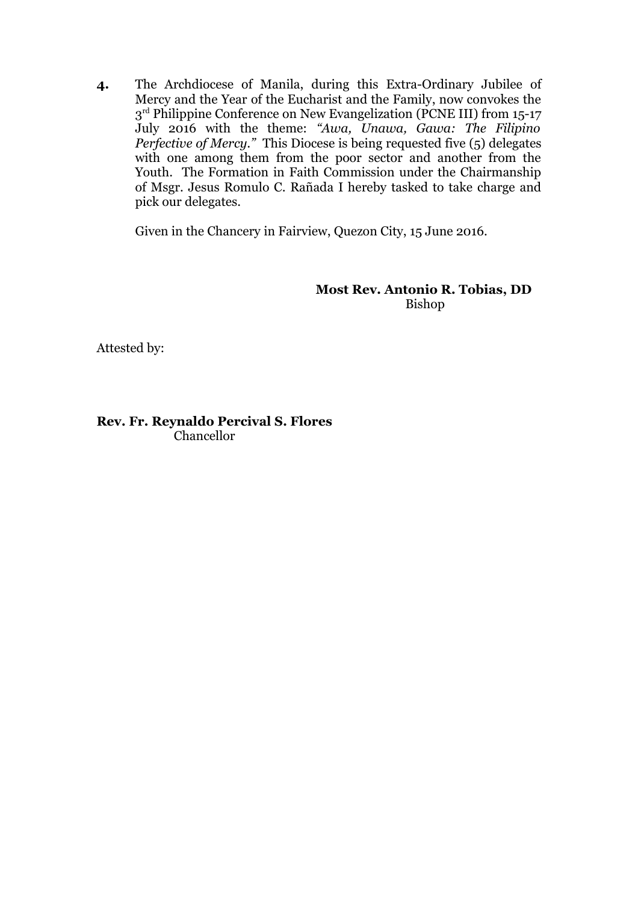**4.** The Archdiocese of Manila, during this Extra-Ordinary Jubilee of Mercy and the Year of the Eucharist and the Family, now convokes the 3rd Philippine Conference on New Evangelization (PCNE III) from 15-17 July 2016 with the theme: *"Awa, Unawa, Gawa: The Filipino Perfective of Mercy."* This Diocese is being requested five (5) delegates with one among them from the poor sector and another from the Youth. The Formation in Faith Commission under the Chairmanship of Msgr. Jesus Romulo C. Rañada I hereby tasked to take charge and pick our delegates.

Given in the Chancery in Fairview, Quezon City, 15 June 2016.

**Most Rev. Antonio R. Tobias, DD**
Bishop

Attested by:

**Rev. Fr. Reynaldo Percival S. Flores**
Chancellor